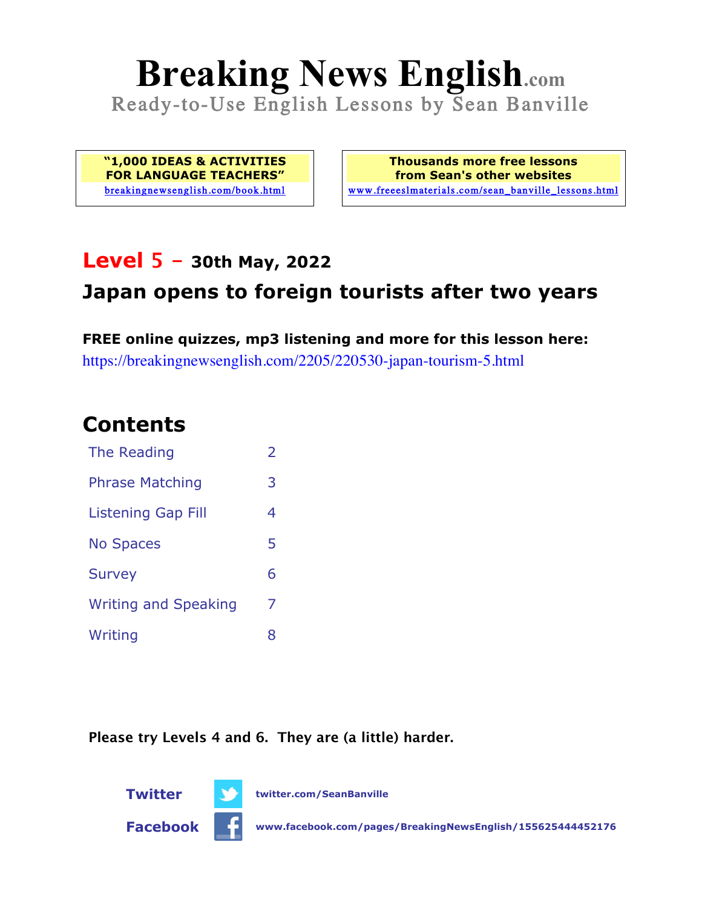# Breaking News English.com

Ready-to-Use English Lessons by Sean Banville

**"1,000 IDEAS & ACTIVITIES FOR LANGUAGE TEACHERS"**
breakingnewsenglish.com/book.html

**Thousands more free lessons from Sean's other websites**
www.freeeslmaterials.com/sean_banville_lessons.html

## Level 5 - 30th May, 2022

## Japan opens to foreign tourists after two years

**FREE online quizzes, mp3 listening and more for this lesson here:**
https://breakingnewsenglish.com/2205/220530-japan-tourism-5.html

## Contents

| | |
|---|---|
| The Reading | 2 |
| Phrase Matching | 3 |
| Listening Gap Fill | 4 |
| No Spaces | 5 |
| Survey | 6 |
| Writing and Speaking | 7 |
| Writing | 8 |

**Please try Levels 4 and 6. They are (a little) harder.**

**Twitter** twitter.com/SeanBanville

**Facebook** www.facebook.com/pages/BreakingNewsEnglish/155625444452176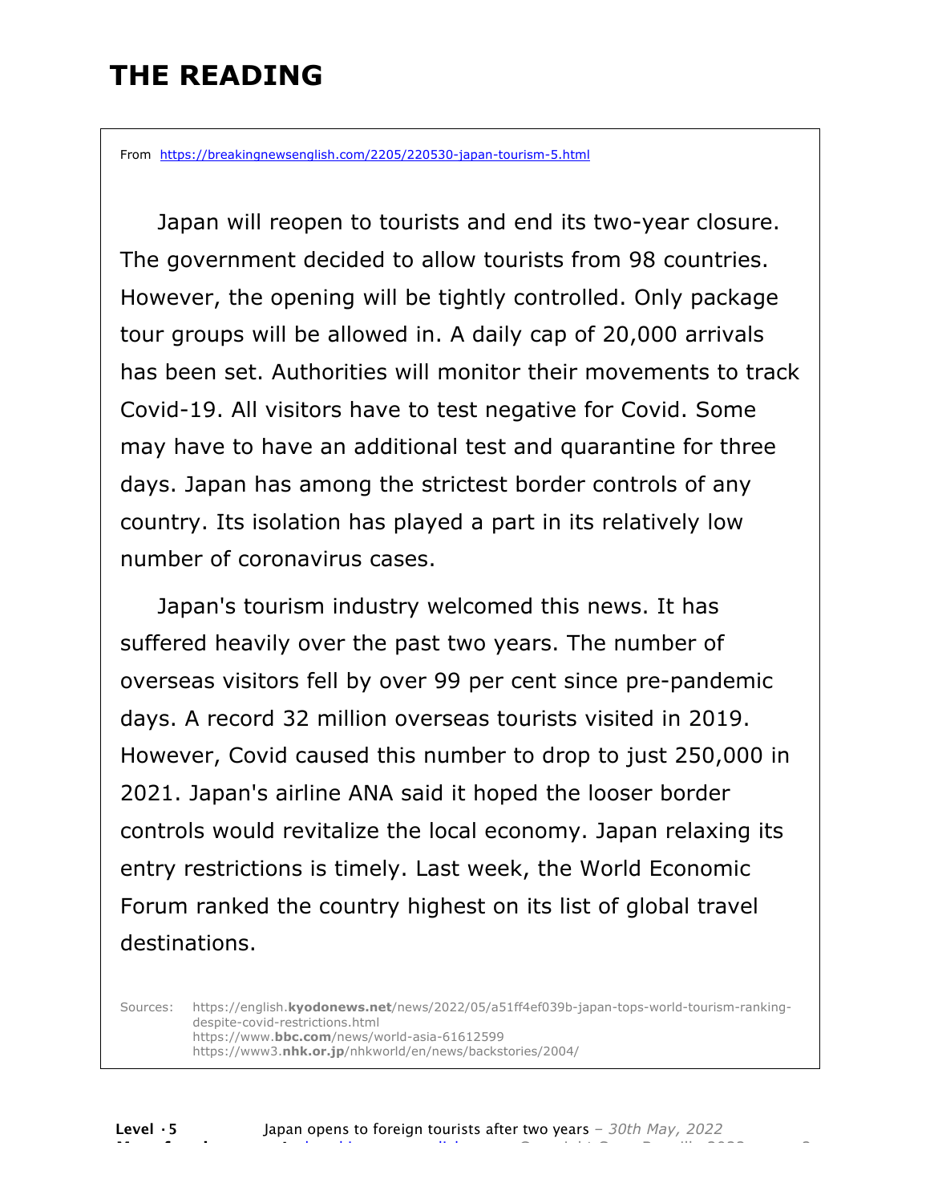# THE READING

From https://breakingnewsenglish.com/2205/220530-japan-tourism-5.html

Japan will reopen to tourists and end its two-year closure. The government decided to allow tourists from 98 countries. However, the opening will be tightly controlled. Only package tour groups will be allowed in. A daily cap of 20,000 arrivals has been set. Authorities will monitor their movements to track Covid-19. All visitors have to test negative for Covid. Some may have to have an additional test and quarantine for three days. Japan has among the strictest border controls of any country. Its isolation has played a part in its relatively low number of coronavirus cases.

Japan's tourism industry welcomed this news. It has suffered heavily over the past two years. The number of overseas visitors fell by over 99 per cent since pre-pandemic days. A record 32 million overseas tourists visited in 2019. However, Covid caused this number to drop to just 250,000 in 2021. Japan's airline ANA said it hoped the looser border controls would revitalize the local economy. Japan relaxing its entry restrictions is timely. Last week, the World Economic Forum ranked the country highest on its list of global travel destinations.

Sources: https://english.kyodonews.net/news/2022/05/a51ff4ef039b-japan-tops-world-tourism-ranking-despite-covid-restrictions.html
https://www.bbc.com/news/world-asia-61612599
https://www3.nhk.or.jp/nhkworld/en/news/backstories/2004/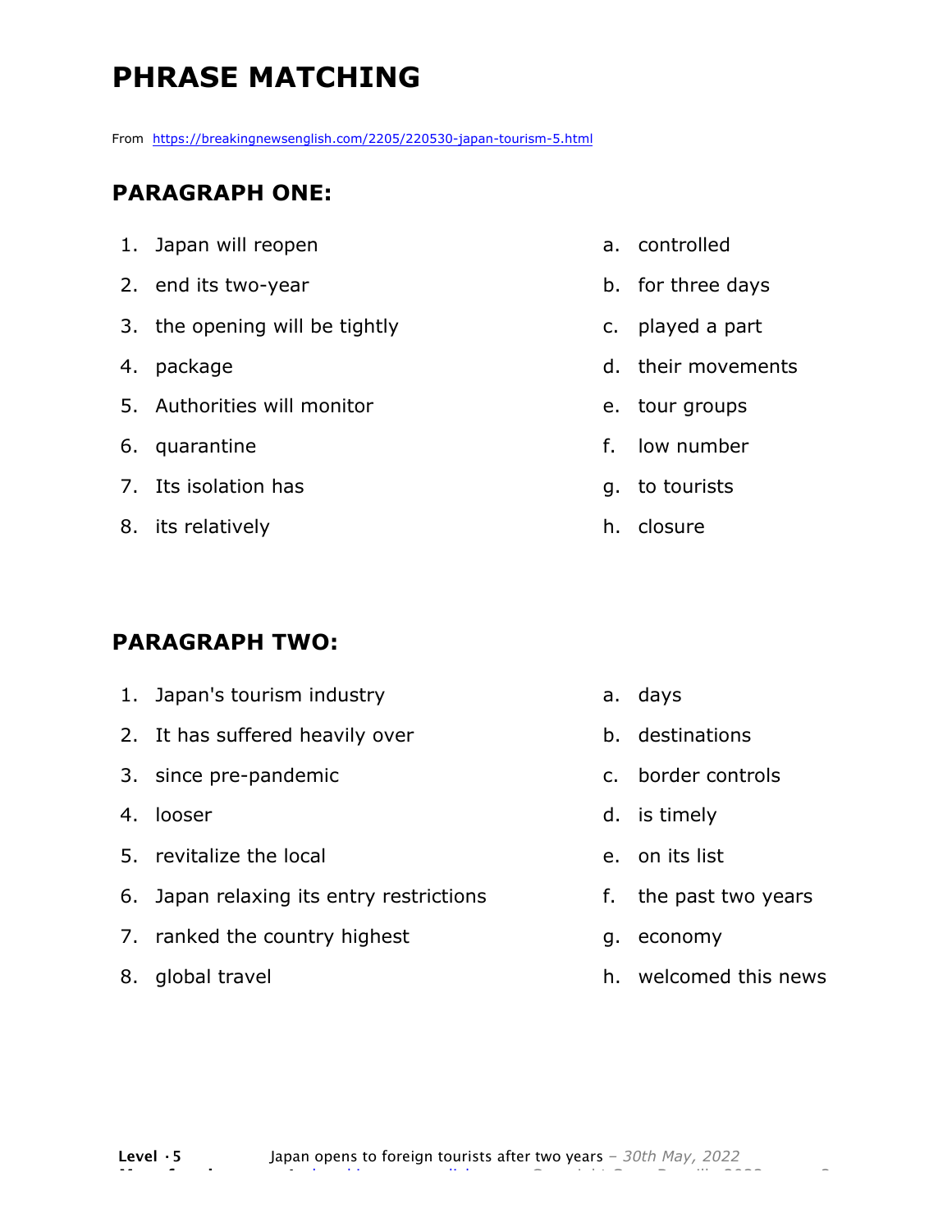# PHRASE MATCHING

From https://breakingnewsenglish.com/2205/220530-japan-tourism-5.html

## PARAGRAPH ONE:

1. Japan will reopen
2. end its two-year
3. the opening will be tightly
4. package
5. Authorities will monitor
6. quarantine
7. Its isolation has
8. its relatively

a. controlled
b. for three days
c. played a part
d. their movements
e. tour groups
f. low number
g. to tourists
h. closure

## PARAGRAPH TWO:

1. Japan's tourism industry
2. It has suffered heavily over
3. since pre-pandemic
4. looser
5. revitalize the local
6. Japan relaxing its entry restrictions
7. ranked the country highest
8. global travel

a. days
b. destinations
c. border controls
d. is timely
e. on its list
f. the past two years
g. economy
h. welcomed this news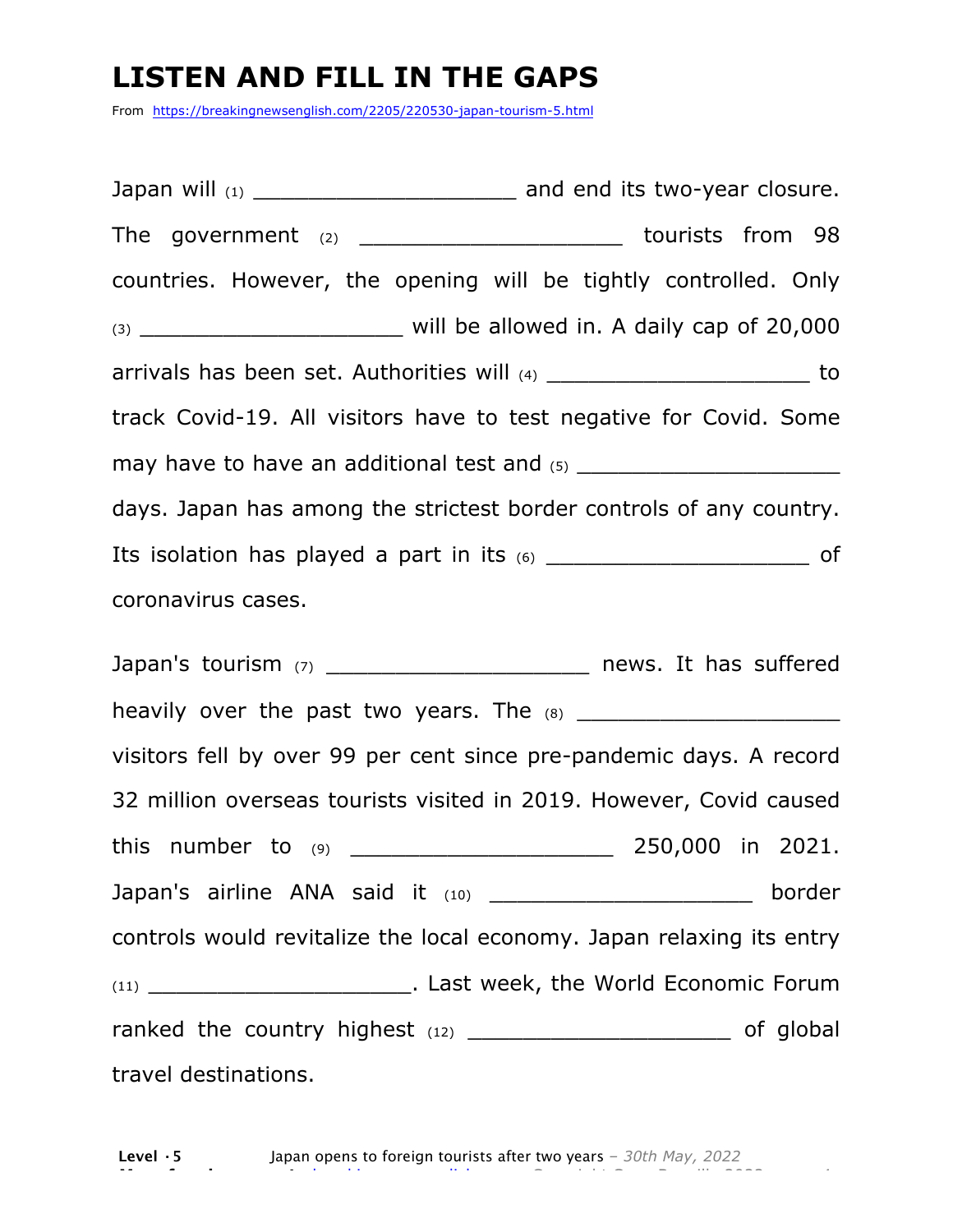# LISTEN AND FILL IN THE GAPS

From https://breakingnewsenglish.com/2205/220530-japan-tourism-5.html

Japan will (1) ____________________ and end its two-year closure. The government (2) ____________________ tourists from 98 countries. However, the opening will be tightly controlled. Only (3) ____________________ will be allowed in. A daily cap of 20,000 arrivals has been set. Authorities will (4) ____________________ to track Covid-19. All visitors have to test negative for Covid. Some may have to have an additional test and (5) ____________________ days. Japan has among the strictest border controls of any country. Its isolation has played a part in its (6) ____________________ of coronavirus cases.

Japan's tourism (7) ____________________ news. It has suffered heavily over the past two years. The (8) ____________________ visitors fell by over 99 per cent since pre-pandemic days. A record 32 million overseas tourists visited in 2019. However, Covid caused this number to (9) ____________________ 250,000 in 2021. Japan's airline ANA said it (10) ____________________ border controls would revitalize the local economy. Japan relaxing its entry (11) ____________________. Last week, the World Economic Forum ranked the country highest (12) ____________________ of global travel destinations.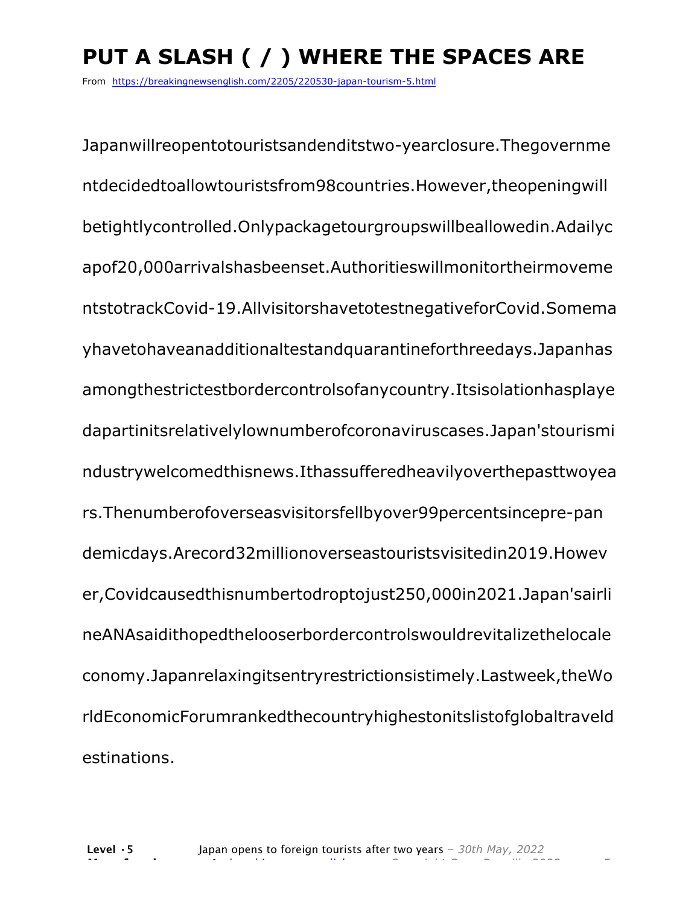# PUT A SLASH ( / ) WHERE THE SPACES ARE

From https://breakingnewsenglish.com/2205/220530-japan-tourism-5.html

Japanwillreopentotouristsandenditstwo-yearclosure.Thegovernme
ntdecidedtoallowtouristsfrom98countries.However,theopeningwill
betightlycontrolled.Onlypackagetourgroupswillbeallowedin.Adailyc
apof20,000arrivalshasbeenset.Authoritieswillmonitortheirmoveme
ntstotrackCovid-19.AllvisitorshavetotestnegativeforCovid.Somema
yhavetohaveanadditionaltestandquarantineforthreedays.Japanhas
amongthestrictestbordercontrolsofanycountry.Itsisolationhasplaye
dapartinitsrelativelylownumberofcoronaviruscases.Japan'stourismi
ndustrywelcomedthisnews.Ithassufferedheavilyoverthepasttwoyea
rs.Thenumberofoverseasvisitorsfellbyover99percentsincepre-pan
demicdays.Arecord32millionoverseastouristsvisitedin2019.Howev
er,Covidcausedthisnumbertodroptojust250,000in2021.Japan'sairli
neANAsaidithopedthelooserbordercontrolswouldrevitalizethelocale
conomy.Japanrelaxingitsentryrestrictionsistimely.Lastweek,theWo
rldEconomicForumrankedthecountryhighestonitslistofglobaltraveld
estinations.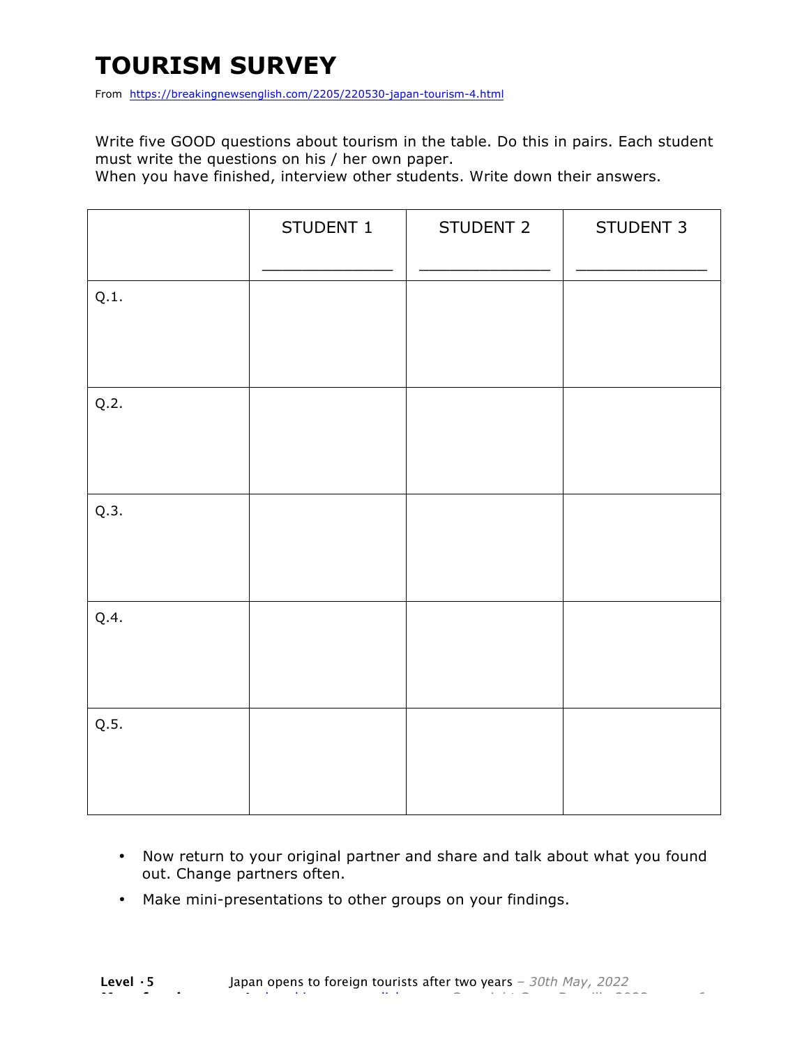# TOURISM SURVEY

From https://breakingnewsenglish.com/2205/220530-japan-tourism-4.html

Write five GOOD questions about tourism in the table. Do this in pairs. Each student must write the questions on his / her own paper.
When you have finished, interview other students. Write down their answers.

| | STUDENT 1<br>_______________ | STUDENT 2<br>_______________ | STUDENT 3<br>_______________ |
|---|---|---|---|
| Q.1. | | | |
| Q.2. | | | |
| Q.3. | | | |
| Q.4. | | | |
| Q.5. | | | |

- Now return to your original partner and share and talk about what you found out. Change partners often.
- Make mini-presentations to other groups on your findings.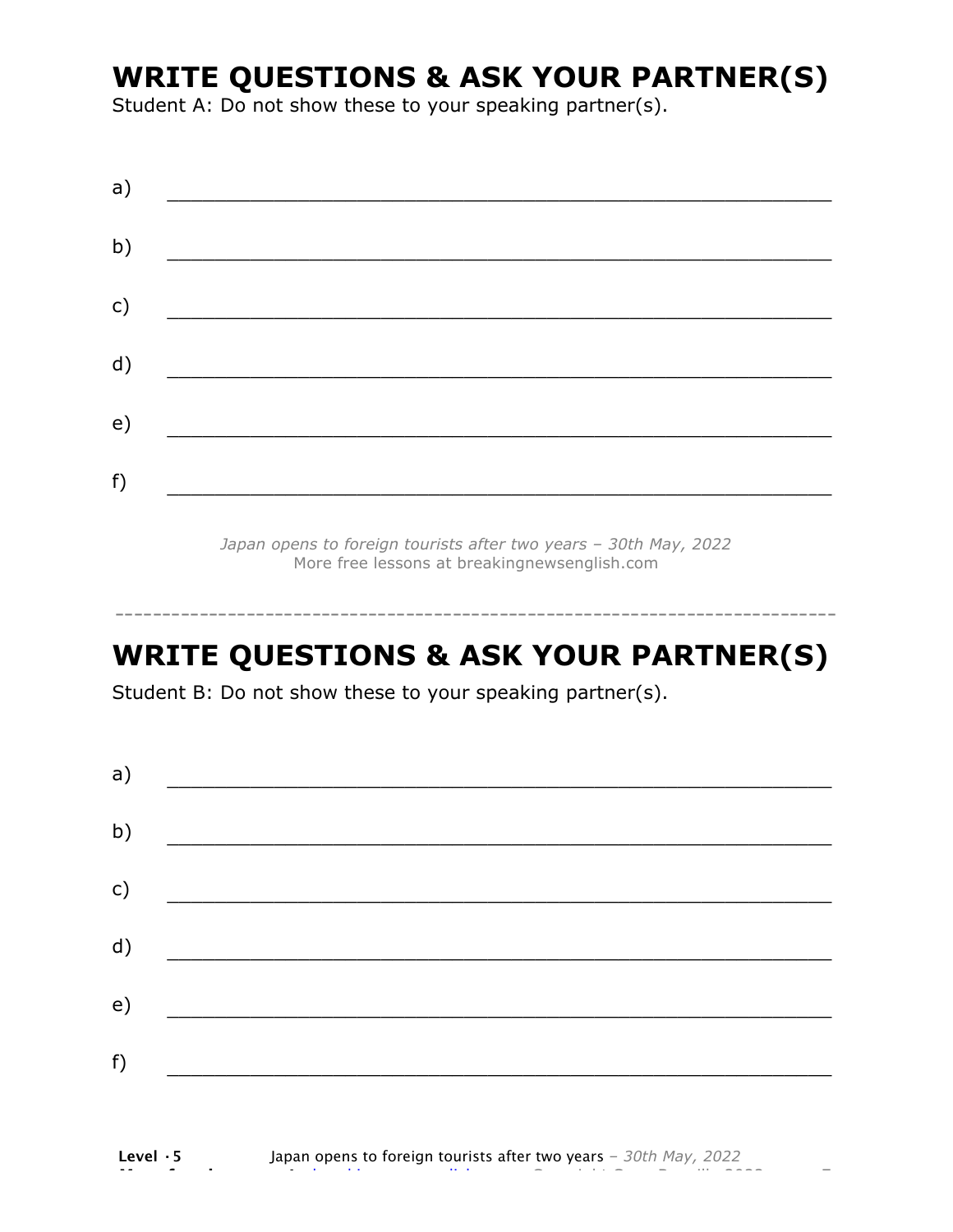# WRITE QUESTIONS & ASK YOUR PARTNER(S)

Student A: Do not show these to your speaking partner(s).

a) ___________________________________________________________

b) ___________________________________________________________

c) ___________________________________________________________

d) ___________________________________________________________

e) ___________________________________________________________

f) ___________________________________________________________

*Japan opens to foreign tourists after two years – 30th May, 2022*
More free lessons at breakingnewsenglish.com

---

# WRITE QUESTIONS & ASK YOUR PARTNER(S)

Student B: Do not show these to your speaking partner(s).

a) ___________________________________________________________

b) ___________________________________________________________

c) ___________________________________________________________

d) ___________________________________________________________

e) ___________________________________________________________

f) ___________________________________________________________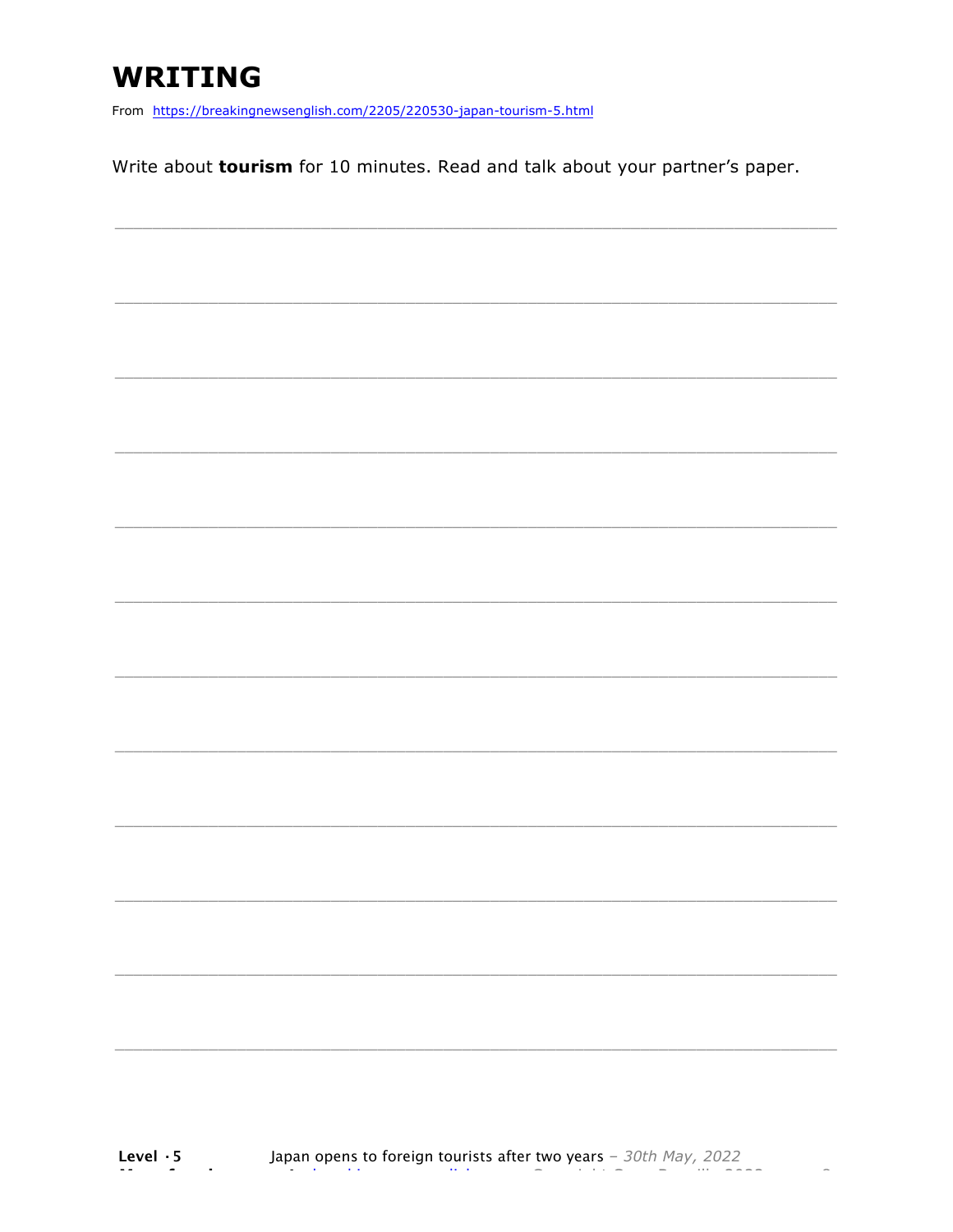# WRITING

From https://breakingnewsenglish.com/2205/220530-japan-tourism-5.html

Write about **tourism** for 10 minutes. Read and talk about your partner's paper.